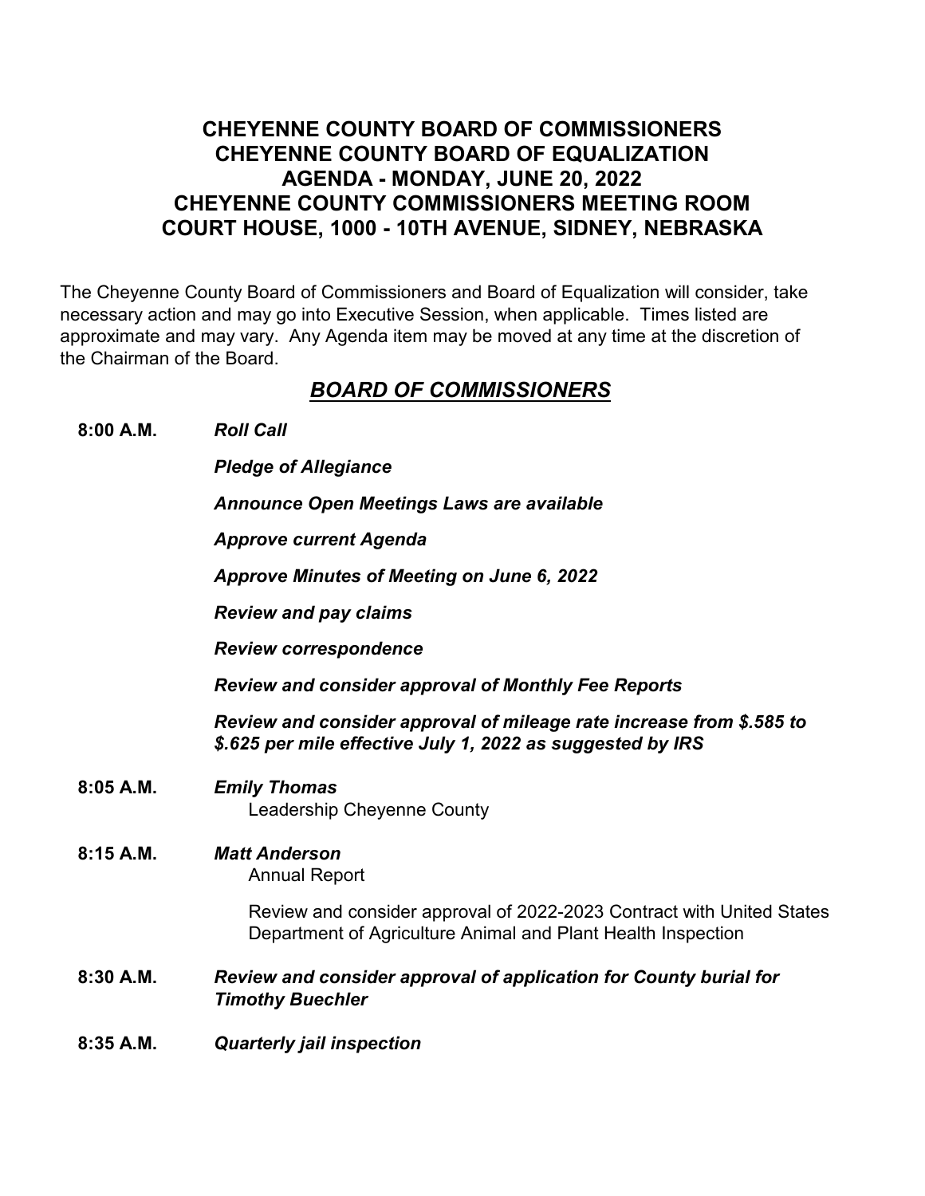# CHEYENNE COUNTY BOARD OF COMMISSIONERS
# CHEYENNE COUNTY BOARD OF EQUALIZATION
# AGENDA - MONDAY, JUNE 20, 2022
# CHEYENNE COUNTY COMMISSIONERS MEETING ROOM
# COURT HOUSE, 1000 - 10TH AVENUE, SIDNEY, NEBRASKA

The Cheyenne County Board of Commissioners and Board of Equalization will consider, take necessary action and may go into Executive Session, when applicable. Times listed are approximate and may vary. Any Agenda item may be moved at any time at the discretion of the Chairman of the Board.

## ***BOARD OF COMMISSIONERS***

**8:00 A.M.** ***Roll Call***

***Pledge of Allegiance***

***Announce Open Meetings Laws are available***

***Approve current Agenda***

***Approve Minutes of Meeting on June 6, 2022***

***Review and pay claims***

***Review correspondence***

***Review and consider approval of Monthly Fee Reports***

***Review and consider approval of mileage rate increase from $.585 to $.625 per mile effective July 1, 2022 as suggested by IRS***

**8:05 A.M.** ***Emily Thomas***
Leadership Cheyenne County

**8:15 A.M.** ***Matt Anderson***
Annual Report

Review and consider approval of 2022-2023 Contract with United States Department of Agriculture Animal and Plant Health Inspection

**8:30 A.M.** ***Review and consider approval of application for County burial for Timothy Buechler***

**8:35 A.M.** ***Quarterly jail inspection***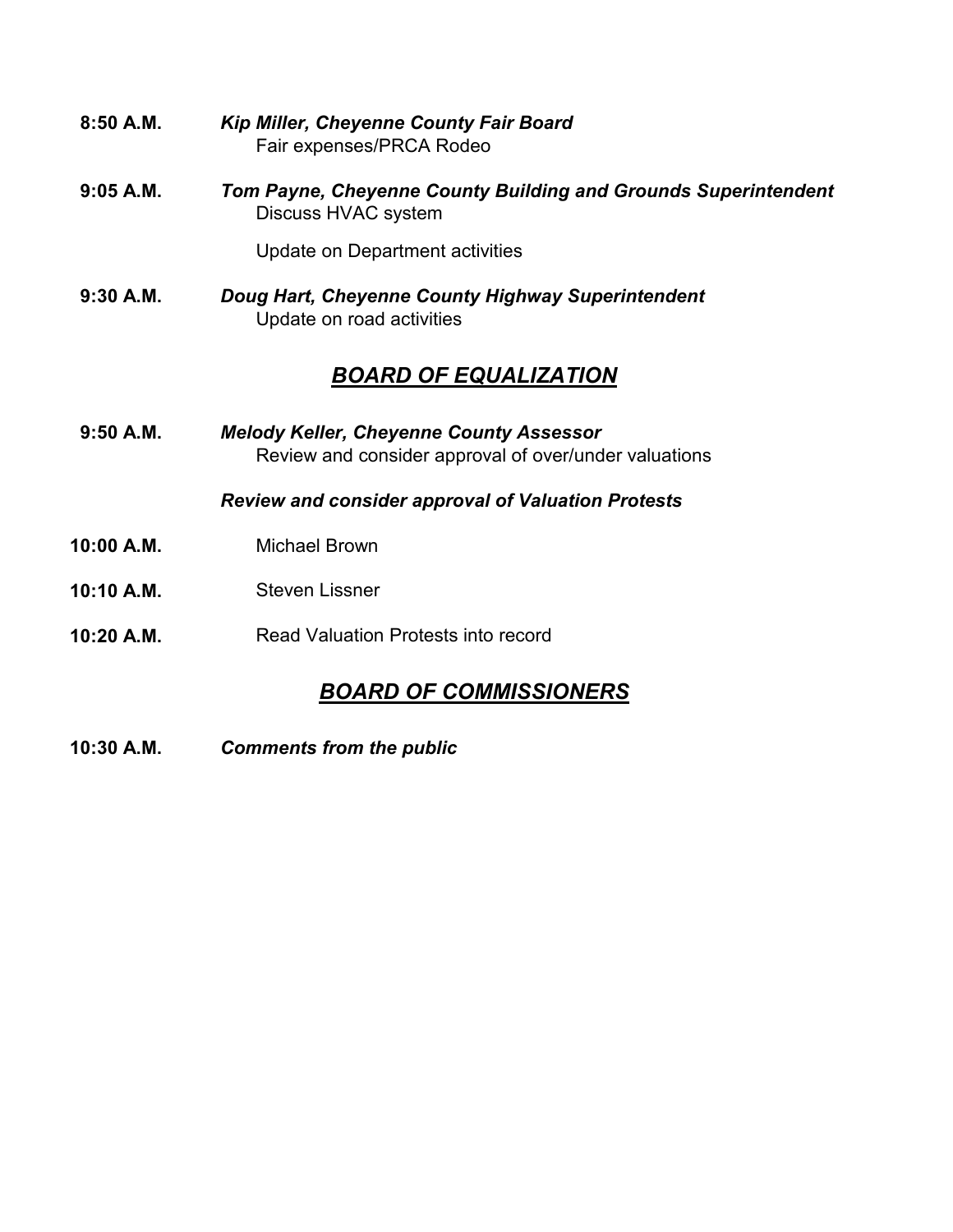**8:50 A.M.** ***Kip Miller, Cheyenne County Fair Board***
Fair expenses/PRCA Rodeo

**9:05 A.M.** ***Tom Payne, Cheyenne County Building and Grounds Superintendent***
Discuss HVAC system

Update on Department activities

**9:30 A.M.** ***Doug Hart, Cheyenne County Highway Superintendent***
Update on road activities

## ***BOARD OF EQUALIZATION***

**9:50 A.M.** ***Melody Keller, Cheyenne County Assessor***
Review and consider approval of over/under valuations

***Review and consider approval of Valuation Protests***

**10:00 A.M.** Michael Brown

**10:10 A.M.** Steven Lissner

**10:20 A.M.** Read Valuation Protests into record

## ***BOARD OF COMMISSIONERS***

**10:30 A.M.** ***Comments from the public***